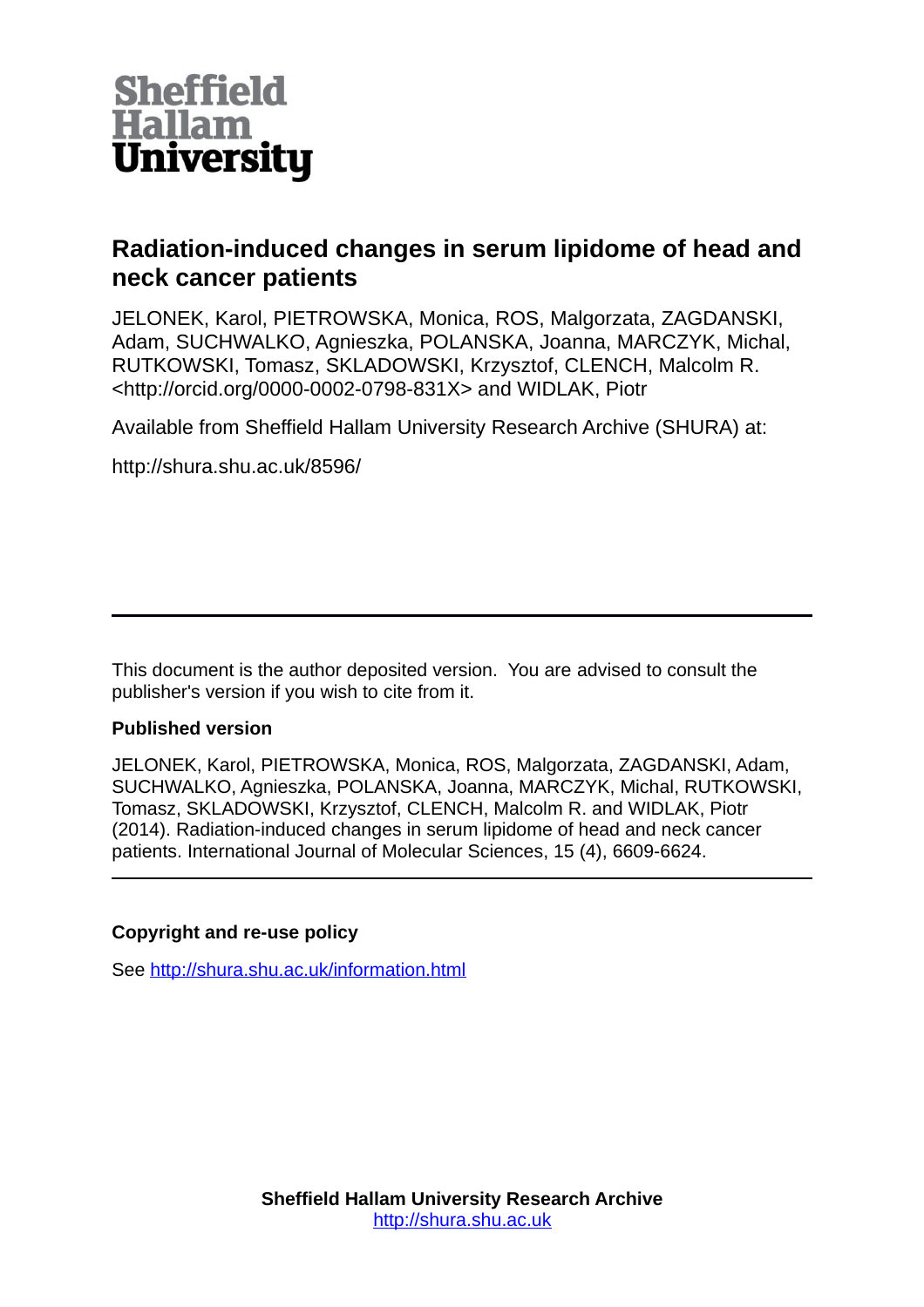**Sheffield Hallam University**

# Radiation-induced changes in serum lipidome of head and neck cancer patients

JELONEK, Karol, PIETROWSKA, Monica, ROS, Malgorzata, ZAGDANSKI, Adam, SUCHWALKO, Agnieszka, POLANSKA, Joanna, MARCZYK, Michal, RUTKOWSKI, Tomasz, SKLADOWSKI, Krzysztof, CLENCH, Malcolm R. <http://orcid.org/0000-0002-0798-831X> and WIDLAK, Piotr

Available from Sheffield Hallam University Research Archive (SHURA) at:

http://shura.shu.ac.uk/8596/

---

This document is the author deposited version. You are advised to consult the publisher's version if you wish to cite from it.

**Published version**

JELONEK, Karol, PIETROWSKA, Monica, ROS, Malgorzata, ZAGDANSKI, Adam, SUCHWALKO, Agnieszka, POLANSKA, Joanna, MARCZYK, Michal, RUTKOWSKI, Tomasz, SKLADOWSKI, Krzysztof, CLENCH, Malcolm R. and WIDLAK, Piotr (2014). Radiation-induced changes in serum lipidome of head and neck cancer patients. International Journal of Molecular Sciences, 15 (4), 6609-6624.

---

**Copyright and re-use policy**

See http://shura.shu.ac.uk/information.html

**Sheffield Hallam University Research Archive**
http://shura.shu.ac.uk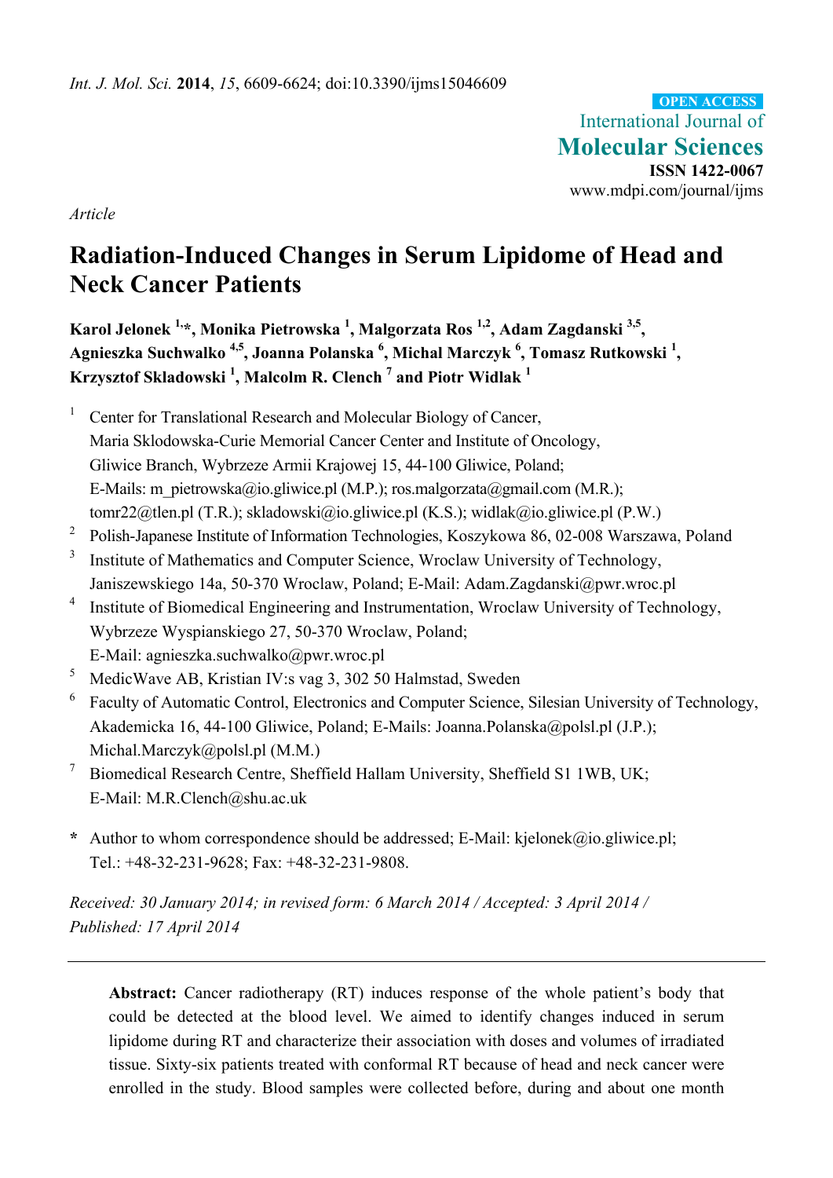Int. J. Mol. Sci. **2014**, *15*, 6609-6624; doi:10.3390/ijms15046609

OPEN ACCESS

International Journal of **Molecular Sciences**

**ISSN 1422-0067**

www.mdpi.com/journal/ijms

*Article*

# Radiation-Induced Changes in Serum Lipidome of Head and Neck Cancer Patients

**Karol Jelonek [1,*], Monika Pietrowska [1], Malgorzata Ros [1,2], Adam Zagdanski [3,5], Agnieszka Suchwalko [4,5], Joanna Polanska [6], Michal Marczyk [6], Tomasz Rutkowski [1], Krzysztof Skladowski [1], Malcolm R. Clench [7] and Piotr Widlak [1]**

1. Center for Translational Research and Molecular Biology of Cancer, Maria Sklodowska-Curie Memorial Cancer Center and Institute of Oncology, Gliwice Branch, Wybrzeze Armii Krajowej 15, 44-100 Gliwice, Poland; E-Mails: m_pietrowska@io.gliwice.pl (M.P.); ros.malgorzata@gmail.com (M.R.); tomr22@tlen.pl (T.R.); skladowski@io.gliwice.pl (K.S.); widlak@io.gliwice.pl (P.W.)
2. Polish-Japanese Institute of Information Technologies, Koszykowa 86, 02-008 Warszawa, Poland
3. Institute of Mathematics and Computer Science, Wroclaw University of Technology, Janiszewskiego 14a, 50-370 Wroclaw, Poland; E-Mail: Adam.Zagdanski@pwr.wroc.pl
4. Institute of Biomedical Engineering and Instrumentation, Wroclaw University of Technology, Wybrzeze Wyspianskiego 27, 50-370 Wroclaw, Poland; E-Mail: agnieszka.suchwalko@pwr.wroc.pl
5. MedicWave AB, Kristian IV:s vag 3, 302 50 Halmstad, Sweden
6. Faculty of Automatic Control, Electronics and Computer Science, Silesian University of Technology, Akademicka 16, 44-100 Gliwice, Poland; E-Mails: Joanna.Polanska@polsl.pl (J.P.); Michal.Marczyk@polsl.pl (M.M.)
7. Biomedical Research Centre, Sheffield Hallam University, Sheffield S1 1WB, UK; E-Mail: M.R.Clench@shu.ac.uk

\* Author to whom correspondence should be addressed; E-Mail: kjelonek@io.gliwice.pl; Tel.: +48-32-231-9628; Fax: +48-32-231-9808.

*Received: 30 January 2014; in revised form: 6 March 2014 / Accepted: 3 April 2014 / Published: 17 April 2014*

---

**Abstract:** Cancer radiotherapy (RT) induces response of the whole patient's body that could be detected at the blood level. We aimed to identify changes induced in serum lipidome during RT and characterize their association with doses and volumes of irradiated tissue. Sixty-six patients treated with conformal RT because of head and neck cancer were enrolled in the study. Blood samples were collected before, during and about one month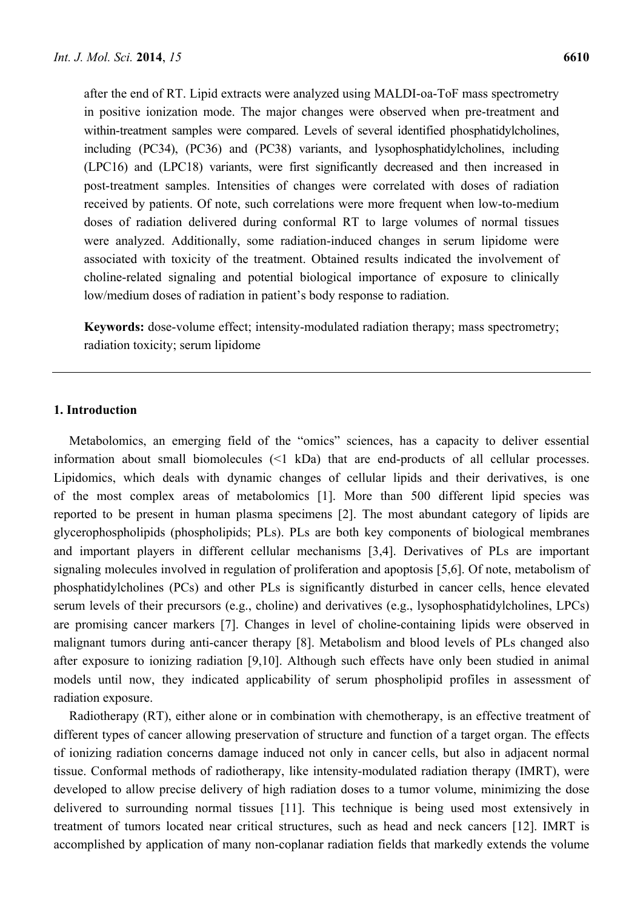after the end of RT. Lipid extracts were analyzed using MALDI-oa-ToF mass spectrometry in positive ionization mode. The major changes were observed when pre-treatment and within-treatment samples were compared. Levels of several identified phosphatidylcholines, including (PC34), (PC36) and (PC38) variants, and lysophosphatidylcholines, including (LPC16) and (LPC18) variants, were first significantly decreased and then increased in post-treatment samples. Intensities of changes were correlated with doses of radiation received by patients. Of note, such correlations were more frequent when low-to-medium doses of radiation delivered during conformal RT to large volumes of normal tissues were analyzed. Additionally, some radiation-induced changes in serum lipidome were associated with toxicity of the treatment. Obtained results indicated the involvement of choline-related signaling and potential biological importance of exposure to clinically low/medium doses of radiation in patient's body response to radiation.

**Keywords:** dose-volume effect; intensity-modulated radiation therapy; mass spectrometry; radiation toxicity; serum lipidome

## 1. Introduction

Metabolomics, an emerging field of the "omics" sciences, has a capacity to deliver essential information about small biomolecules (<1 kDa) that are end-products of all cellular processes. Lipidomics, which deals with dynamic changes of cellular lipids and their derivatives, is one of the most complex areas of metabolomics [1]. More than 500 different lipid species was reported to be present in human plasma specimens [2]. The most abundant category of lipids are glycerophospholipids (phospholipids; PLs). PLs are both key components of biological membranes and important players in different cellular mechanisms [3,4]. Derivatives of PLs are important signaling molecules involved in regulation of proliferation and apoptosis [5,6]. Of note, metabolism of phosphatidylcholines (PCs) and other PLs is significantly disturbed in cancer cells, hence elevated serum levels of their precursors (e.g., choline) and derivatives (e.g., lysophosphatidylcholines, LPCs) are promising cancer markers [7]. Changes in level of choline-containing lipids were observed in malignant tumors during anti-cancer therapy [8]. Metabolism and blood levels of PLs changed also after exposure to ionizing radiation [9,10]. Although such effects have only been studied in animal models until now, they indicated applicability of serum phospholipid profiles in assessment of radiation exposure.

Radiotherapy (RT), either alone or in combination with chemotherapy, is an effective treatment of different types of cancer allowing preservation of structure and function of a target organ. The effects of ionizing radiation concerns damage induced not only in cancer cells, but also in adjacent normal tissue. Conformal methods of radiotherapy, like intensity-modulated radiation therapy (IMRT), were developed to allow precise delivery of high radiation doses to a tumor volume, minimizing the dose delivered to surrounding normal tissues [11]. This technique is being used most extensively in treatment of tumors located near critical structures, such as head and neck cancers [12]. IMRT is accomplished by application of many non-coplanar radiation fields that markedly extends the volume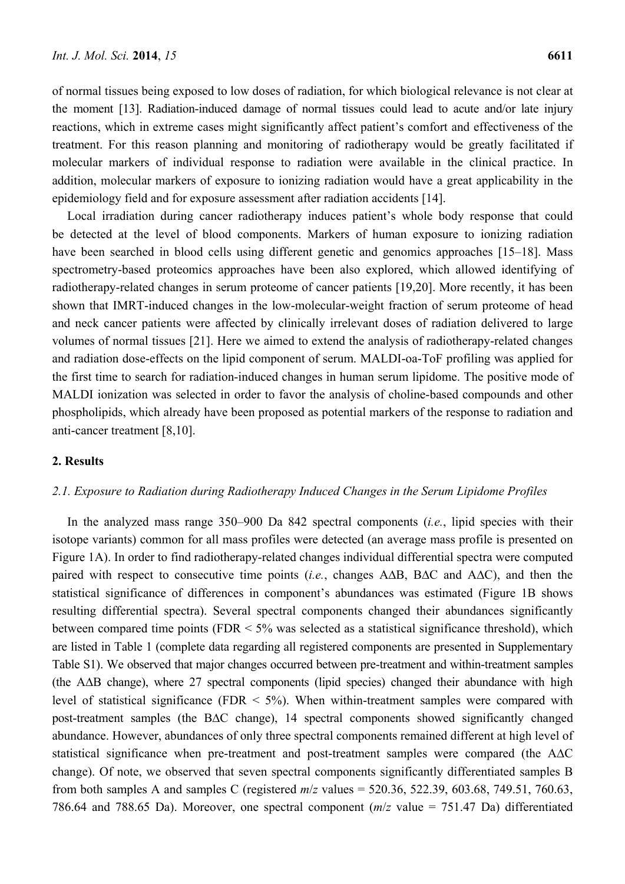of normal tissues being exposed to low doses of radiation, for which biological relevance is not clear at the moment [13]. Radiation-induced damage of normal tissues could lead to acute and/or late injury reactions, which in extreme cases might significantly affect patient's comfort and effectiveness of the treatment. For this reason planning and monitoring of radiotherapy would be greatly facilitated if molecular markers of individual response to radiation were available in the clinical practice. In addition, molecular markers of exposure to ionizing radiation would have a great applicability in the epidemiology field and for exposure assessment after radiation accidents [14].

Local irradiation during cancer radiotherapy induces patient's whole body response that could be detected at the level of blood components. Markers of human exposure to ionizing radiation have been searched in blood cells using different genetic and genomics approaches [15–18]. Mass spectrometry-based proteomics approaches have been also explored, which allowed identifying of radiotherapy-related changes in serum proteome of cancer patients [19,20]. More recently, it has been shown that IMRT-induced changes in the low-molecular-weight fraction of serum proteome of head and neck cancer patients were affected by clinically irrelevant doses of radiation delivered to large volumes of normal tissues [21]. Here we aimed to extend the analysis of radiotherapy-related changes and radiation dose-effects on the lipid component of serum. MALDI-oa-ToF profiling was applied for the first time to search for radiation-induced changes in human serum lipidome. The positive mode of MALDI ionization was selected in order to favor the analysis of choline-based compounds and other phospholipids, which already have been proposed as potential markers of the response to radiation and anti-cancer treatment [8,10].

## 2. Results

### 2.1. Exposure to Radiation during Radiotherapy Induced Changes in the Serum Lipidome Profiles

In the analyzed mass range 350–900 Da 842 spectral components (*i.e.*, lipid species with their isotope variants) common for all mass profiles were detected (an average mass profile is presented on Figure 1A). In order to find radiotherapy-related changes individual differential spectra were computed paired with respect to consecutive time points (*i.e.*, changes AΔB, BΔC and AΔC), and then the statistical significance of differences in component's abundances was estimated (Figure 1B shows resulting differential spectra). Several spectral components changed their abundances significantly between compared time points (FDR < 5% was selected as a statistical significance threshold), which are listed in Table 1 (complete data regarding all registered components are presented in Supplementary Table S1). We observed that major changes occurred between pre-treatment and within-treatment samples (the AΔB change), where 27 spectral components (lipid species) changed their abundance with high level of statistical significance (FDR < 5%). When within-treatment samples were compared with post-treatment samples (the BΔC change), 14 spectral components showed significantly changed abundance. However, abundances of only three spectral components remained different at high level of statistical significance when pre-treatment and post-treatment samples were compared (the AΔC change). Of note, we observed that seven spectral components significantly differentiated samples B from both samples A and samples C (registered *m*/*z* values = 520.36, 522.39, 603.68, 749.51, 760.63, 786.64 and 788.65 Da). Moreover, one spectral component (*m*/*z* value = 751.47 Da) differentiated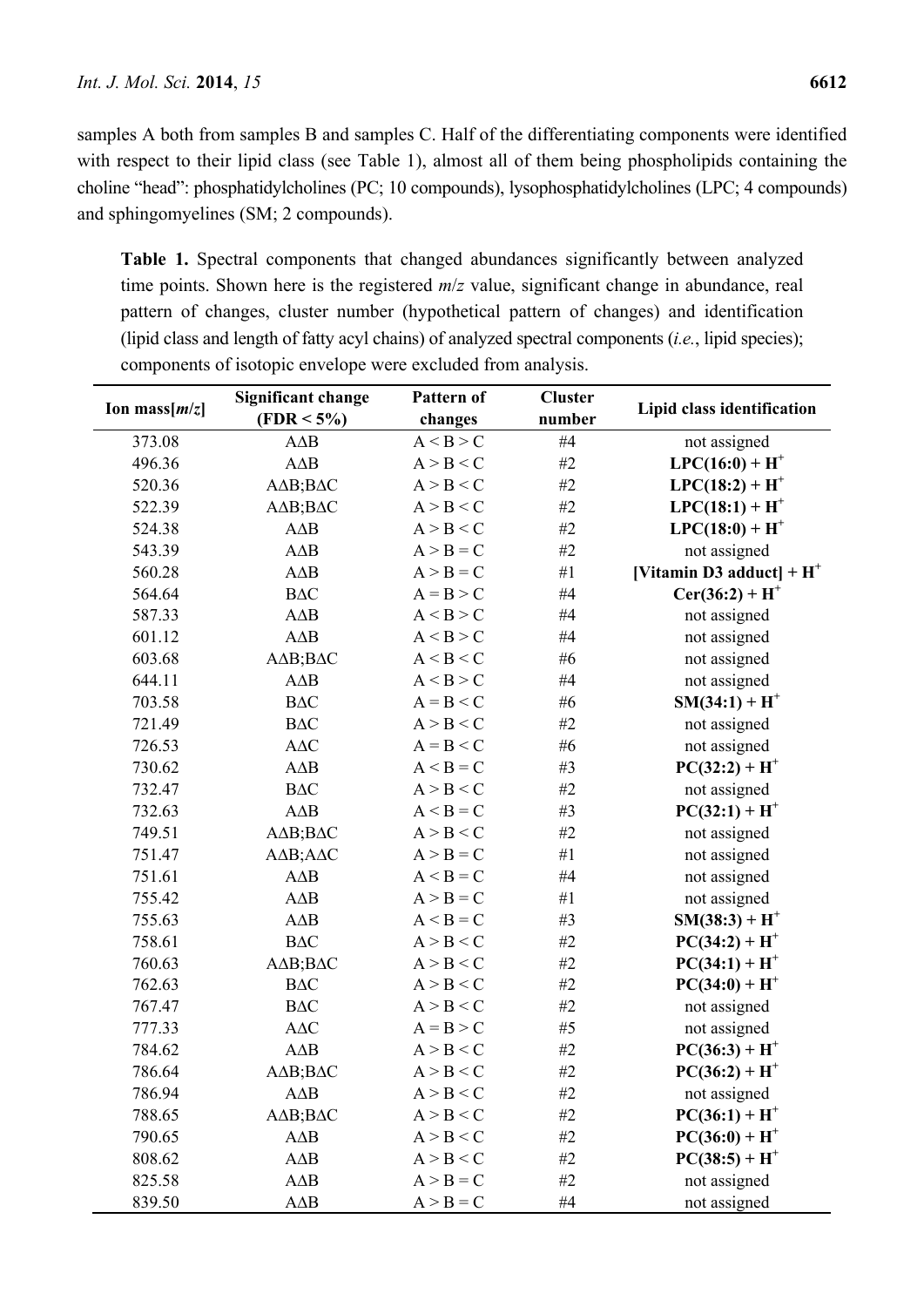samples A both from samples B and samples C. Half of the differentiating components were identified with respect to their lipid class (see Table 1), almost all of them being phospholipids containing the choline "head": phosphatidylcholines (PC; 10 compounds), lysophosphatidylcholines (LPC; 4 compounds) and sphingomyelines (SM; 2 compounds).

**Table 1.** Spectral components that changed abundances significantly between analyzed time points. Shown here is the registered *m*/*z* value, significant change in abundance, real pattern of changes, cluster number (hypothetical pattern of changes) and identification (lipid class and length of fatty acyl chains) of analyzed spectral components (*i.e.*, lipid species); components of isotopic envelope were excluded from analysis.

| Ion mass[*m*/*z*] | Significant change (FDR < 5%) | Pattern of changes | Cluster number | Lipid class identification |
|---|---|---|---|---|
| 373.08 | AΔB | A < B > C | #4 | not assigned |
| 496.36 | AΔB | A > B < C | #2 | **LPC(16:0) + H$^+$** |
| 520.36 | AΔB;BΔC | A > B < C | #2 | **LPC(18:2) + H$^+$** |
| 522.39 | AΔB;BΔC | A > B < C | #2 | **LPC(18:1) + H$^+$** |
| 524.38 | AΔB | A > B < C | #2 | **LPC(18:0) + H$^+$** |
| 543.39 | AΔB | A > B = C | #2 | not assigned |
| 560.28 | AΔB | A > B = C | #1 | **[Vitamin D3 adduct] + H$^+$** |
| 564.64 | BΔC | A = B > C | #4 | **Cer(36:2) + H$^+$** |
| 587.33 | AΔB | A < B > C | #4 | not assigned |
| 601.12 | AΔB | A < B > C | #4 | not assigned |
| 603.68 | AΔB;BΔC | A < B < C | #6 | not assigned |
| 644.11 | AΔB | A < B > C | #4 | not assigned |
| 703.58 | BΔC | A = B < C | #6 | **SM(34:1) + H$^+$** |
| 721.49 | BΔC | A > B < C | #2 | not assigned |
| 726.53 | AΔC | A = B < C | #6 | not assigned |
| 730.62 | AΔB | A < B = C | #3 | **PC(32:2) + H$^+$** |
| 732.47 | BΔC | A > B < C | #2 | not assigned |
| 732.63 | AΔB | A < B = C | #3 | **PC(32:1) + H$^+$** |
| 749.51 | AΔB;BΔC | A > B < C | #2 | not assigned |
| 751.47 | AΔB;AΔC | A > B = C | #1 | not assigned |
| 751.61 | AΔB | A < B = C | #4 | not assigned |
| 755.42 | AΔB | A > B = C | #1 | not assigned |
| 755.63 | AΔB | A < B = C | #3 | **SM(38:3) + H$^+$** |
| 758.61 | BΔC | A > B < C | #2 | **PC(34:2) + H$^+$** |
| 760.63 | AΔB;BΔC | A > B < C | #2 | **PC(34:1) + H$^+$** |
| 762.63 | BΔC | A > B < C | #2 | **PC(34:0) + H$^+$** |
| 767.47 | BΔC | A > B < C | #2 | not assigned |
| 777.33 | AΔC | A = B > C | #5 | not assigned |
| 784.62 | AΔB | A > B < C | #2 | **PC(36:3) + H$^+$** |
| 786.64 | AΔB;BΔC | A > B < C | #2 | **PC(36:2) + H$^+$** |
| 786.94 | AΔB | A > B < C | #2 | not assigned |
| 788.65 | AΔB;BΔC | A > B < C | #2 | **PC(36:1) + H$^+$** |
| 790.65 | AΔB | A > B < C | #2 | **PC(36:0) + H$^+$** |
| 808.62 | AΔB | A > B < C | #2 | **PC(38:5) + H$^+$** |
| 825.58 | AΔB | A > B = C | #2 | not assigned |
| 839.50 | AΔB | A > B = C | #4 | not assigned |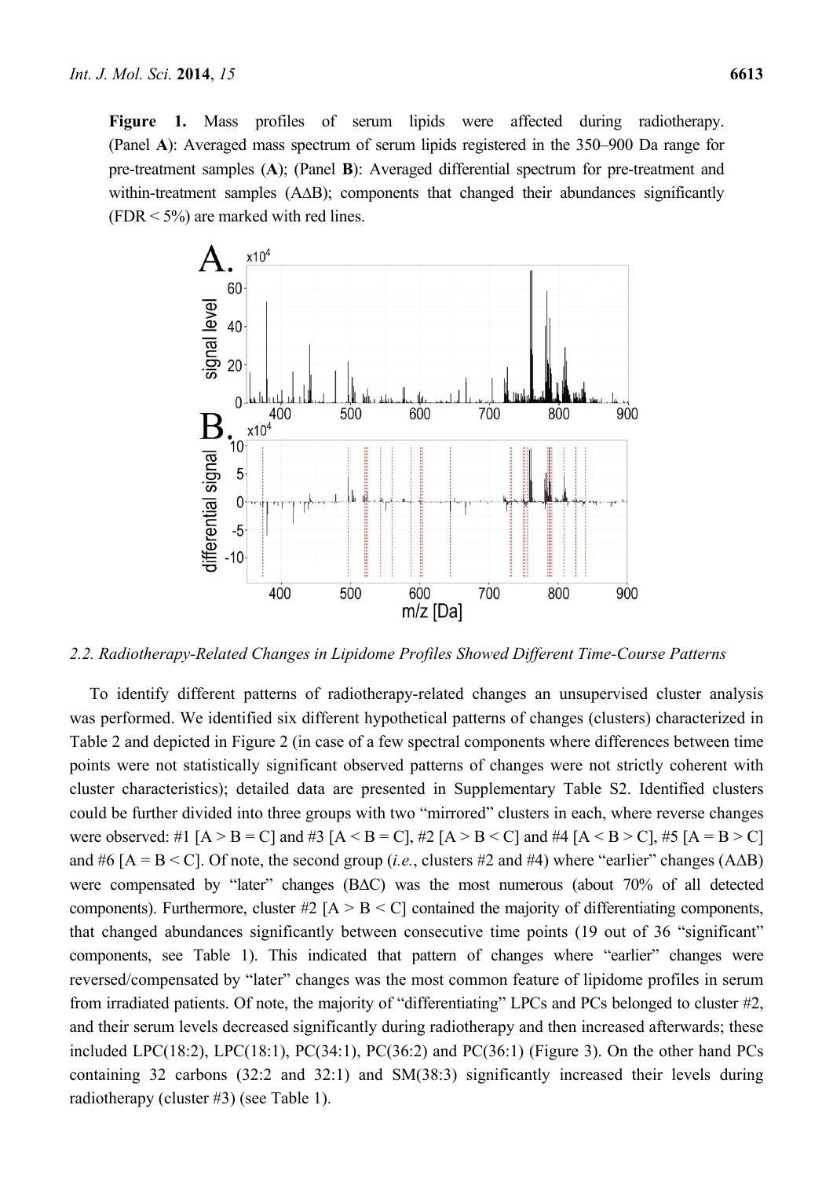**Figure 1.** Mass profiles of serum lipids were affected during radiotherapy. (Panel **A**): Averaged mass spectrum of serum lipids registered in the 350–900 Da range for pre-treatment samples (**A**); (Panel **B**): Averaged differential spectrum for pre-treatment and within-treatment samples (AΔB); components that changed their abundances significantly (FDR < 5%) are marked with red lines.

A.
x10^4
signal level
60
40
20
0
400 500 600 700 800 900

B.
x10^4
differential signal
10
5
0
-5
-10
400 500 600 700 800 900
m/z [Da]

*2.2. Radiotherapy-Related Changes in Lipidome Profiles Showed Different Time-Course Patterns*

To identify different patterns of radiotherapy-related changes an unsupervised cluster analysis was performed. We identified six different hypothetical patterns of changes (clusters) characterized in Table 2 and depicted in Figure 2 (in case of a few spectral components where differences between time points were not statistically significant observed patterns of changes were not strictly coherent with cluster characteristics); detailed data are presented in Supplementary Table S2. Identified clusters could be further divided into three groups with two "mirrored" clusters in each, where reverse changes were observed: #1 [A > B = C] and #3 [A < B = C], #2 [A > B < C] and #4 [A < B > C], #5 [A = B > C] and #6 [A = B < C]. Of note, the second group (*i.e.*, clusters #2 and #4) where "earlier" changes (AΔB) were compensated by "later" changes (BΔC) was the most numerous (about 70% of all detected components). Furthermore, cluster #2 [A > B < C] contained the majority of differentiating components, that changed abundances significantly between consecutive time points (19 out of 36 "significant" components, see Table 1). This indicated that pattern of changes where "earlier" changes were reversed/compensated by "later" changes was the most common feature of lipidome profiles in serum from irradiated patients. Of note, the majority of "differentiating" LPCs and PCs belonged to cluster #2, and their serum levels decreased significantly during radiotherapy and then increased afterwards; these included LPC(18:2), LPC(18:1), PC(34:1), PC(36:2) and PC(36:1) (Figure 3). On the other hand PCs containing 32 carbons (32:2 and 32:1) and SM(38:3) significantly increased their levels during radiotherapy (cluster #3) (see Table 1).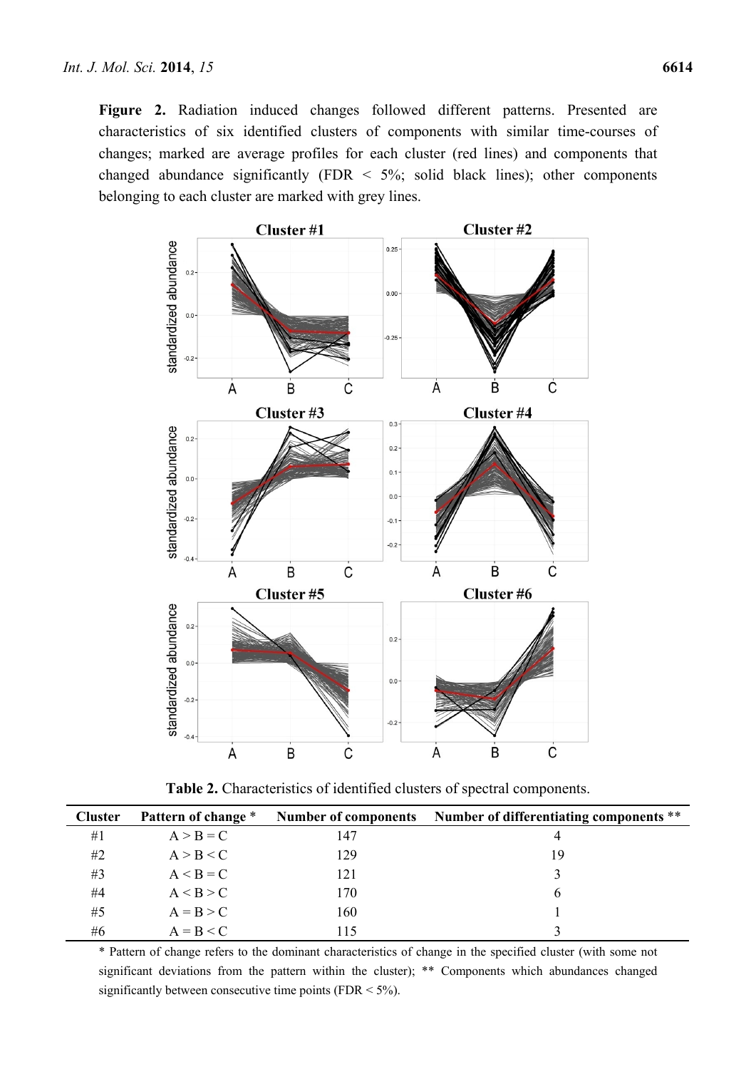**Figure 2.** Radiation induced changes followed different patterns. Presented are characteristics of six identified clusters of components with similar time-courses of changes; marked are average profiles for each cluster (red lines) and components that changed abundance significantly (FDR < 5%; solid black lines); other components belonging to each cluster are marked with grey lines.

Cluster #1
Cluster #2
Cluster #3
Cluster #4
Cluster #5
Cluster #6

standardized abundance

A B C

**Table 2.** Characteristics of identified clusters of spectral components.

| Cluster | Pattern of change * | Number of components | Number of differentiating components ** |
|---|---|---|---|
| #1 | A > B = C | 147 | 4 |
| #2 | A > B < C | 129 | 19 |
| #3 | A < B = C | 121 | 3 |
| #4 | A < B > C | 170 | 6 |
| #5 | A = B > C | 160 | 1 |
| #6 | A = B < C | 115 | 3 |

\* Pattern of change refers to the dominant characteristics of change in the specified cluster (with some not significant deviations from the pattern within the cluster); ** Components which abundances changed significantly between consecutive time points (FDR < 5%).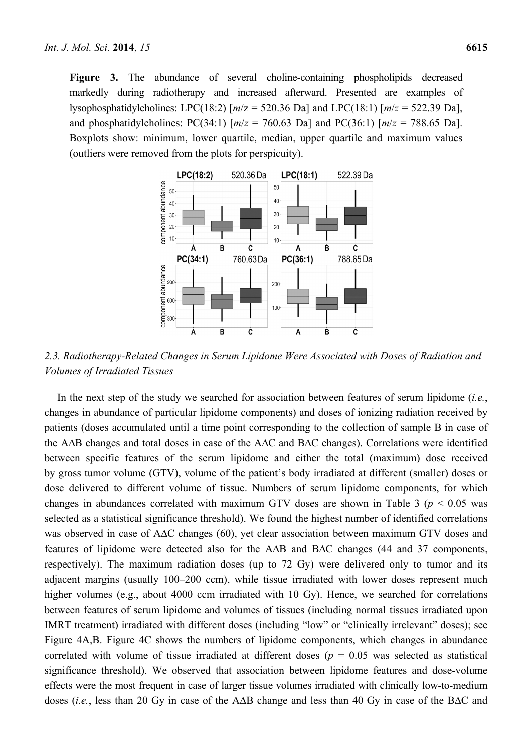**Figure 3.** The abundance of several choline-containing phospholipids decreased markedly during radiotherapy and increased afterward. Presented are examples of lysophosphatidylcholines: LPC(18:2) [*m*/z = 520.36 Da] and LPC(18:1) [*m*/*z* = 522.39 Da], and phosphatidylcholines: PC(34:1) [*m*/*z* = 760.63 Da] and PC(36:1) [*m*/*z* = 788.65 Da]. Boxplots show: minimum, lower quartile, median, upper quartile and maximum values (outliers were removed from the plots for perspicuity).

LPC(18:2) 520.36 Da
LPC(18:1) 522.39 Da
PC(34:1) 760.63 Da
PC(36:1) 788.65 Da
component abundance
A B C

### 2.3. Radiotherapy-Related Changes in Serum Lipidome Were Associated with Doses of Radiation and Volumes of Irradiated Tissues

In the next step of the study we searched for association between features of serum lipidome (*i.e.*, changes in abundance of particular lipidome components) and doses of ionizing radiation received by patients (doses accumulated until a time point corresponding to the collection of sample B in case of the AΔB changes and total doses in case of the AΔC and BΔC changes). Correlations were identified between specific features of the serum lipidome and either the total (maximum) dose received by gross tumor volume (GTV), volume of the patient's body irradiated at different (smaller) doses or dose delivered to different volume of tissue. Numbers of serum lipidome components, for which changes in abundances correlated with maximum GTV doses are shown in Table 3 ($p < 0.05$ was selected as a statistical significance threshold). We found the highest number of identified correlations was observed in case of AΔC changes (60), yet clear association between maximum GTV doses and features of lipidome were detected also for the AΔB and BΔC changes (44 and 37 components, respectively). The maximum radiation doses (up to 72 Gy) were delivered only to tumor and its adjacent margins (usually 100–200 ccm), while tissue irradiated with lower doses represent much higher volumes (e.g., about 4000 ccm irradiated with 10 Gy). Hence, we searched for correlations between features of serum lipidome and volumes of tissues (including normal tissues irradiated upon IMRT treatment) irradiated with different doses (including "low" or "clinically irrelevant" doses); see Figure 4A,B. Figure 4C shows the numbers of lipidome components, which changes in abundance correlated with volume of tissue irradiated at different doses ($p = 0.05$ was selected as statistical significance threshold). We observed that association between lipidome features and dose-volume effects were the most frequent in case of larger tissue volumes irradiated with clinically low-to-medium doses (*i.e.*, less than 20 Gy in case of the AΔB change and less than 40 Gy in case of the BΔC and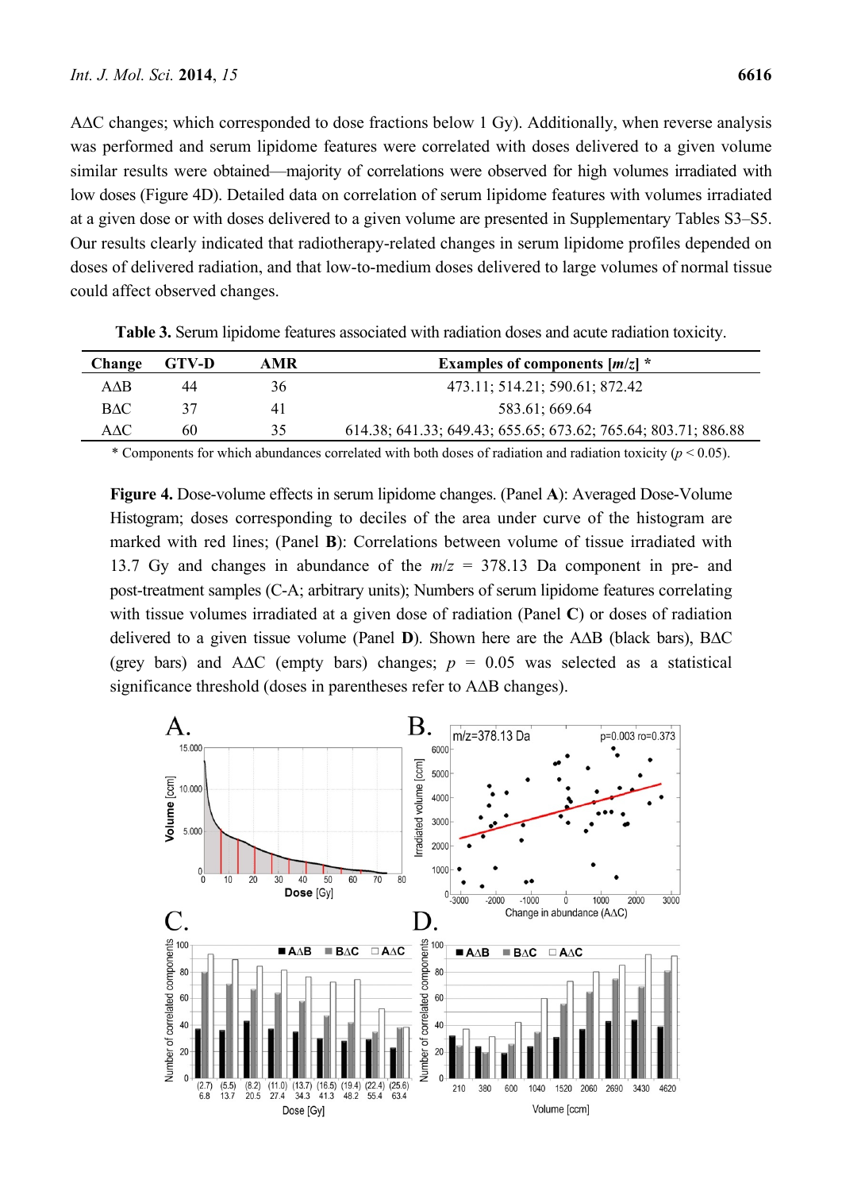AΔC changes; which corresponded to dose fractions below 1 Gy). Additionally, when reverse analysis was performed and serum lipidome features were correlated with doses delivered to a given volume similar results were obtained—majority of correlations were observed for high volumes irradiated with low doses (Figure 4D). Detailed data on correlation of serum lipidome features with volumes irradiated at a given dose or with doses delivered to a given volume are presented in Supplementary Tables S3–S5. Our results clearly indicated that radiotherapy-related changes in serum lipidome profiles depended on doses of delivered radiation, and that low-to-medium doses delivered to large volumes of normal tissue could affect observed changes.

**Table 3.** Serum lipidome features associated with radiation doses and acute radiation toxicity.

| Change | GTV-D | AMR | Examples of components [*m*/*z*] * |
|---|---|---|---|
| AΔB | 44 | 36 | 473.11; 514.21; 590.61; 872.42 |
| BΔC | 37 | 41 | 583.61; 669.64 |
| AΔC | 60 | 35 | 614.38; 641.33; 649.43; 655.65; 673.62; 765.64; 803.71; 886.88 |

\* Components for which abundances correlated with both doses of radiation and radiation toxicity ($p < 0.05$).

**Figure 4.** Dose-volume effects in serum lipidome changes. (Panel **A**): Averaged Dose-Volume Histogram; doses corresponding to deciles of the area under curve of the histogram are marked with red lines; (Panel **B**): Correlations between volume of tissue irradiated with 13.7 Gy and changes in abundance of the $m/z$ = 378.13 Da component in pre- and post-treatment samples (C-A; arbitrary units); Numbers of serum lipidome features correlating with tissue volumes irradiated at a given dose of radiation (Panel **C**) or doses of radiation delivered to a given tissue volume (Panel **D**). Shown here are the AΔB (black bars), BΔC (grey bars) and AΔC (empty bars) changes; $p$ = 0.05 was selected as a statistical significance threshold (doses in parentheses refer to AΔB changes).

A.
Volume [ccm]
15.000
10.000
5.000
0
0 10 20 30 40 50 60 70 80
Dose [Gy]

B.
m/z=378.13 Da
p=0.003 ro=0.373
Irradiated volume [ccm]
6000
5000
4000
3000
2000
1000
0
-3000 -2000 -1000 0 1000 2000 3000
Change in abundance (AΔC)

C.
AΔB BΔC AΔC
Number of correlated components
100
80
60
40
20
0
(2.7) 6.8 (5.5) 13.7 (8.2) 20.5 (11.0) 27.4 (13.7) 34.3 (16.5) 41.3 (19.4) 48.2 (22.4) 55.4 (25.6) 63.4
Dose [Gy]

D.
AΔB BΔC AΔC
Number of correlated components
100
80
60
40
20
0
210 380 600 1040 1520 2060 2690 3430 4620
Volume [ccm]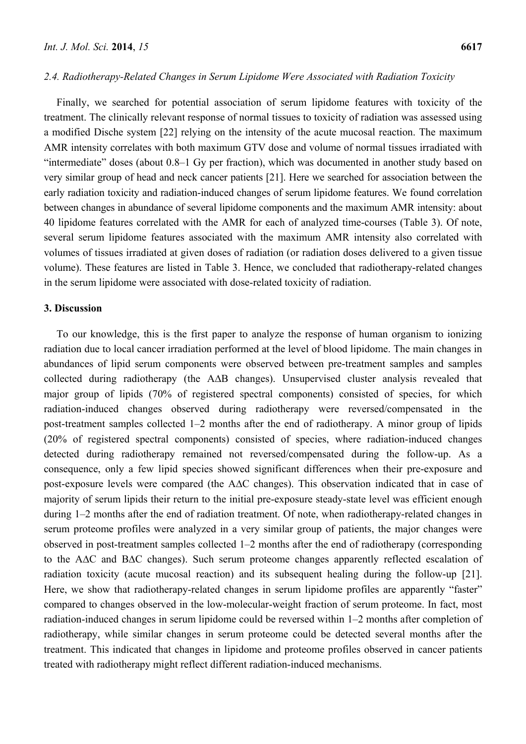### 2.4. Radiotherapy-Related Changes in Serum Lipidome Were Associated with Radiation Toxicity

Finally, we searched for potential association of serum lipidome features with toxicity of the treatment. The clinically relevant response of normal tissues to toxicity of radiation was assessed using a modified Dische system [22] relying on the intensity of the acute mucosal reaction. The maximum AMR intensity correlates with both maximum GTV dose and volume of normal tissues irradiated with "intermediate" doses (about 0.8–1 Gy per fraction), which was documented in another study based on very similar group of head and neck cancer patients [21]. Here we searched for association between the early radiation toxicity and radiation-induced changes of serum lipidome features. We found correlation between changes in abundance of several lipidome components and the maximum AMR intensity: about 40 lipidome features correlated with the AMR for each of analyzed time-courses (Table 3). Of note, several serum lipidome features associated with the maximum AMR intensity also correlated with volumes of tissues irradiated at given doses of radiation (or radiation doses delivered to a given tissue volume). These features are listed in Table 3. Hence, we concluded that radiotherapy-related changes in the serum lipidome were associated with dose-related toxicity of radiation.

## 3. Discussion

To our knowledge, this is the first paper to analyze the response of human organism to ionizing radiation due to local cancer irradiation performed at the level of blood lipidome. The main changes in abundances of lipid serum components were observed between pre-treatment samples and samples collected during radiotherapy (the AΔB changes). Unsupervised cluster analysis revealed that major group of lipids (70% of registered spectral components) consisted of species, for which radiation-induced changes observed during radiotherapy were reversed/compensated in the post-treatment samples collected 1–2 months after the end of radiotherapy. A minor group of lipids (20% of registered spectral components) consisted of species, where radiation-induced changes detected during radiotherapy remained not reversed/compensated during the follow-up. As a consequence, only a few lipid species showed significant differences when their pre-exposure and post-exposure levels were compared (the AΔC changes). This observation indicated that in case of majority of serum lipids their return to the initial pre-exposure steady-state level was efficient enough during 1–2 months after the end of radiation treatment. Of note, when radiotherapy-related changes in serum proteome profiles were analyzed in a very similar group of patients, the major changes were observed in post-treatment samples collected 1–2 months after the end of radiotherapy (corresponding to the AΔC and BΔC changes). Such serum proteome changes apparently reflected escalation of radiation toxicity (acute mucosal reaction) and its subsequent healing during the follow-up [21]. Here, we show that radiotherapy-related changes in serum lipidome profiles are apparently "faster" compared to changes observed in the low-molecular-weight fraction of serum proteome. In fact, most radiation-induced changes in serum lipidome could be reversed within 1–2 months after completion of radiotherapy, while similar changes in serum proteome could be detected several months after the treatment. This indicated that changes in lipidome and proteome profiles observed in cancer patients treated with radiotherapy might reflect different radiation-induced mechanisms.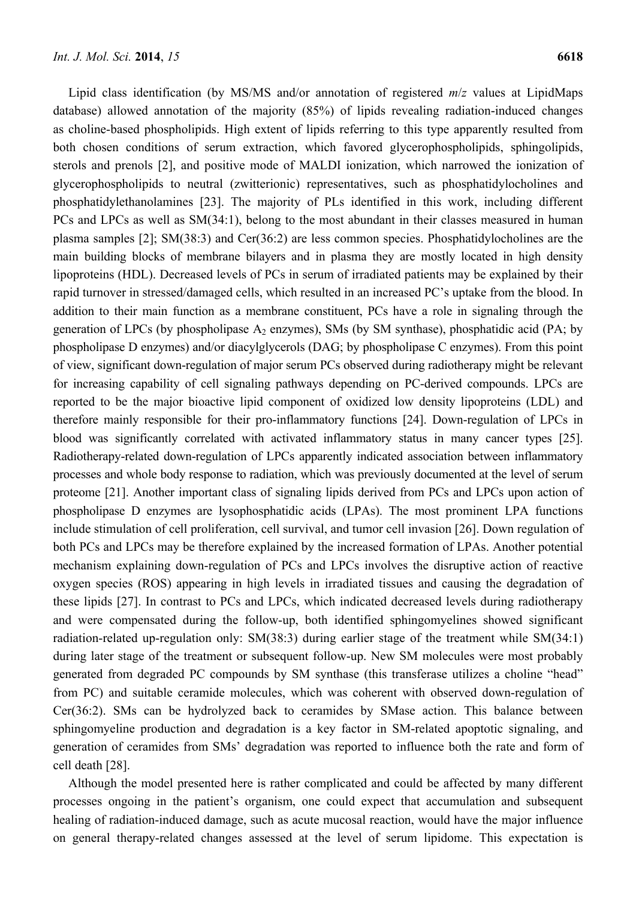Lipid class identification (by MS/MS and/or annotation of registered *m*/*z* values at LipidMaps database) allowed annotation of the majority (85%) of lipids revealing radiation-induced changes as choline-based phospholipids. High extent of lipids referring to this type apparently resulted from both chosen conditions of serum extraction, which favored glycerophospholipids, sphingolipids, sterols and prenols [2], and positive mode of MALDI ionization, which narrowed the ionization of glycerophospholipids to neutral (zwitterionic) representatives, such as phosphatidylocholines and phosphatidylethanolamines [23]. The majority of PLs identified in this work, including different PCs and LPCs as well as SM(34:1), belong to the most abundant in their classes measured in human plasma samples [2]; SM(38:3) and Cer(36:2) are less common species. Phosphatidylocholines are the main building blocks of membrane bilayers and in plasma they are mostly located in high density lipoproteins (HDL). Decreased levels of PCs in serum of irradiated patients may be explained by their rapid turnover in stressed/damaged cells, which resulted in an increased PC's uptake from the blood. In addition to their main function as a membrane constituent, PCs have a role in signaling through the generation of LPCs (by phospholipase $A_2$ enzymes), SMs (by SM synthase), phosphatidic acid (PA; by phospholipase D enzymes) and/or diacylglycerols (DAG; by phospholipase C enzymes). From this point of view, significant down-regulation of major serum PCs observed during radiotherapy might be relevant for increasing capability of cell signaling pathways depending on PC-derived compounds. LPCs are reported to be the major bioactive lipid component of oxidized low density lipoproteins (LDL) and therefore mainly responsible for their pro-inflammatory functions [24]. Down-regulation of LPCs in blood was significantly correlated with activated inflammatory status in many cancer types [25]. Radiotherapy-related down-regulation of LPCs apparently indicated association between inflammatory processes and whole body response to radiation, which was previously documented at the level of serum proteome [21]. Another important class of signaling lipids derived from PCs and LPCs upon action of phospholipase D enzymes are lysophosphatidic acids (LPAs). The most prominent LPA functions include stimulation of cell proliferation, cell survival, and tumor cell invasion [26]. Down regulation of both PCs and LPCs may be therefore explained by the increased formation of LPAs. Another potential mechanism explaining down-regulation of PCs and LPCs involves the disruptive action of reactive oxygen species (ROS) appearing in high levels in irradiated tissues and causing the degradation of these lipids [27]. In contrast to PCs and LPCs, which indicated decreased levels during radiotherapy and were compensated during the follow-up, both identified sphingomyelines showed significant radiation-related up-regulation only: SM(38:3) during earlier stage of the treatment while SM(34:1) during later stage of the treatment or subsequent follow-up. New SM molecules were most probably generated from degraded PC compounds by SM synthase (this transferase utilizes a choline "head" from PC) and suitable ceramide molecules, which was coherent with observed down-regulation of Cer(36:2). SMs can be hydrolyzed back to ceramides by SMase action. This balance between sphingomyeline production and degradation is a key factor in SM-related apoptotic signaling, and generation of ceramides from SMs' degradation was reported to influence both the rate and form of cell death [28].

Although the model presented here is rather complicated and could be affected by many different processes ongoing in the patient's organism, one could expect that accumulation and subsequent healing of radiation-induced damage, such as acute mucosal reaction, would have the major influence on general therapy-related changes assessed at the level of serum lipidome. This expectation is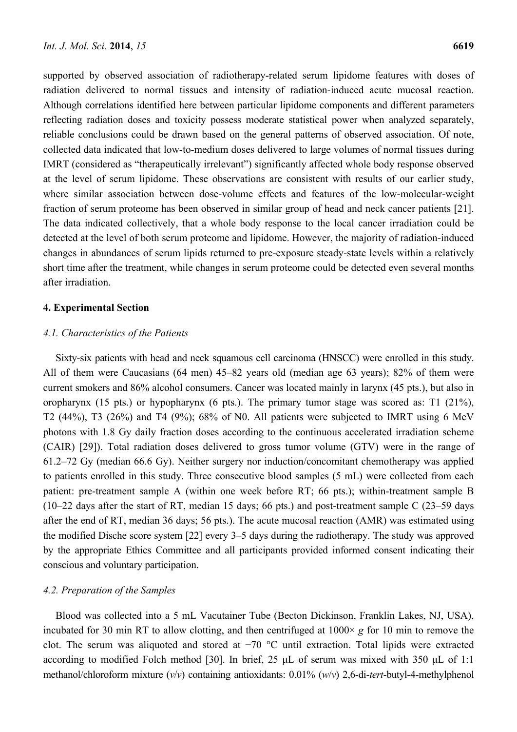supported by observed association of radiotherapy-related serum lipidome features with doses of radiation delivered to normal tissues and intensity of radiation-induced acute mucosal reaction. Although correlations identified here between particular lipidome components and different parameters reflecting radiation doses and toxicity possess moderate statistical power when analyzed separately, reliable conclusions could be drawn based on the general patterns of observed association. Of note, collected data indicated that low-to-medium doses delivered to large volumes of normal tissues during IMRT (considered as "therapeutically irrelevant") significantly affected whole body response observed at the level of serum lipidome. These observations are consistent with results of our earlier study, where similar association between dose-volume effects and features of the low-molecular-weight fraction of serum proteome has been observed in similar group of head and neck cancer patients [21]. The data indicated collectively, that a whole body response to the local cancer irradiation could be detected at the level of both serum proteome and lipidome. However, the majority of radiation-induced changes in abundances of serum lipids returned to pre-exposure steady-state levels within a relatively short time after the treatment, while changes in serum proteome could be detected even several months after irradiation.

## 4. Experimental Section

### *4.1. Characteristics of the Patients*

Sixty-six patients with head and neck squamous cell carcinoma (HNSCC) were enrolled in this study. All of them were Caucasians (64 men) 45–82 years old (median age 63 years); 82% of them were current smokers and 86% alcohol consumers. Cancer was located mainly in larynx (45 pts.), but also in oropharynx (15 pts.) or hypopharynx (6 pts.). The primary tumor stage was scored as: T1 (21%), T2 (44%), T3 (26%) and T4 (9%); 68% of N0. All patients were subjected to IMRT using 6 MeV photons with 1.8 Gy daily fraction doses according to the continuous accelerated irradiation scheme (CAIR) [29]). Total radiation doses delivered to gross tumor volume (GTV) were in the range of 61.2–72 Gy (median 66.6 Gy). Neither surgery nor induction/concomitant chemotherapy was applied to patients enrolled in this study. Three consecutive blood samples (5 mL) were collected from each patient: pre-treatment sample A (within one week before RT; 66 pts.); within-treatment sample B (10–22 days after the start of RT, median 15 days; 66 pts.) and post-treatment sample C (23–59 days after the end of RT, median 36 days; 56 pts.). The acute mucosal reaction (AMR) was estimated using the modified Dische score system [22] every 3–5 days during the radiotherapy. The study was approved by the appropriate Ethics Committee and all participants provided informed consent indicating their conscious and voluntary participation.

### *4.2. Preparation of the Samples*

Blood was collected into a 5 mL Vacutainer Tube (Becton Dickinson, Franklin Lakes, NJ, USA), incubated for 30 min RT to allow clotting, and then centrifuged at 1000× *g* for 10 min to remove the clot. The serum was aliquoted and stored at −70 °C until extraction. Total lipids were extracted according to modified Folch method [30]. In brief, 25 μL of serum was mixed with 350 μL of 1:1 methanol/chloroform mixture (*v*/*v*) containing antioxidants: 0.01% (*w*/*v*) 2,6-di-*tert*-butyl-4-methylphenol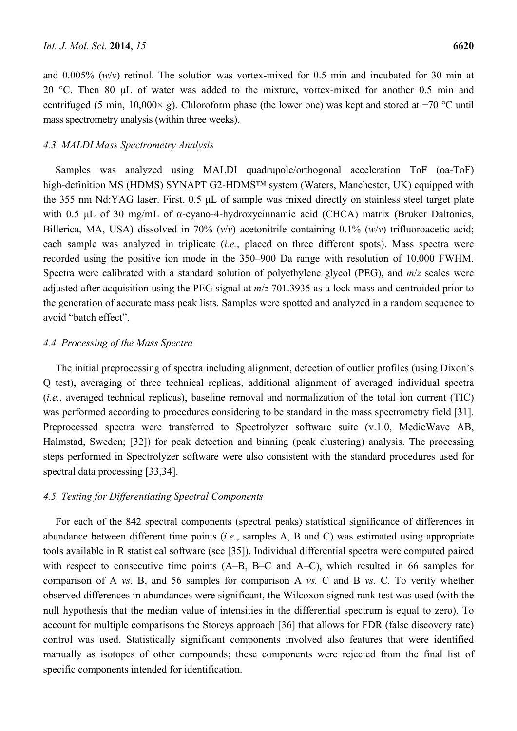and 0.005% (*w*/*v*) retinol. The solution was vortex-mixed for 0.5 min and incubated for 30 min at 20 °C. Then 80 µL of water was added to the mixture, vortex-mixed for another 0.5 min and centrifuged (5 min, 10,000× *g*). Chloroform phase (the lower one) was kept and stored at −70 °C until mass spectrometry analysis (within three weeks).

### *4.3. MALDI Mass Spectrometry Analysis*

Samples was analyzed using MALDI quadrupole/orthogonal acceleration ToF (oa-ToF) high-definition MS (HDMS) SYNAPT G2-HDMS™ system (Waters, Manchester, UK) equipped with the 355 nm Nd:YAG laser. First, 0.5 µL of sample was mixed directly on stainless steel target plate with 0.5 µL of 30 mg/mL of α-cyano-4-hydroxycinnamic acid (CHCA) matrix (Bruker Daltonics, Billerica, MA, USA) dissolved in 70% (*v*/*v*) acetonitrile containing 0.1% (*w*/*v*) trifluoroacetic acid; each sample was analyzed in triplicate (*i.e.*, placed on three different spots). Mass spectra were recorded using the positive ion mode in the 350–900 Da range with resolution of 10,000 FWHM. Spectra were calibrated with a standard solution of polyethylene glycol (PEG), and *m*/*z* scales were adjusted after acquisition using the PEG signal at *m*/*z* 701.3935 as a lock mass and centroided prior to the generation of accurate mass peak lists. Samples were spotted and analyzed in a random sequence to avoid "batch effect".

### *4.4. Processing of the Mass Spectra*

The initial preprocessing of spectra including alignment, detection of outlier profiles (using Dixon's Q test), averaging of three technical replicas, additional alignment of averaged individual spectra (*i.e.*, averaged technical replicas), baseline removal and normalization of the total ion current (TIC) was performed according to procedures considering to be standard in the mass spectrometry field [31]. Preprocessed spectra were transferred to Spectrolyzer software suite (v.1.0, MedicWave AB, Halmstad, Sweden; [32]) for peak detection and binning (peak clustering) analysis. The processing steps performed in Spectrolyzer software were also consistent with the standard procedures used for spectral data processing [33,34].

### *4.5. Testing for Differentiating Spectral Components*

For each of the 842 spectral components (spectral peaks) statistical significance of differences in abundance between different time points (*i.e.*, samples A, B and C) was estimated using appropriate tools available in R statistical software (see [35]). Individual differential spectra were computed paired with respect to consecutive time points (A–B, B–C and A–C), which resulted in 66 samples for comparison of A *vs.* B, and 56 samples for comparison A *vs.* C and B *vs.* C. To verify whether observed differences in abundances were significant, the Wilcoxon signed rank test was used (with the null hypothesis that the median value of intensities in the differential spectrum is equal to zero). To account for multiple comparisons the Storeys approach [36] that allows for FDR (false discovery rate) control was used. Statistically significant components involved also features that were identified manually as isotopes of other compounds; these components were rejected from the final list of specific components intended for identification.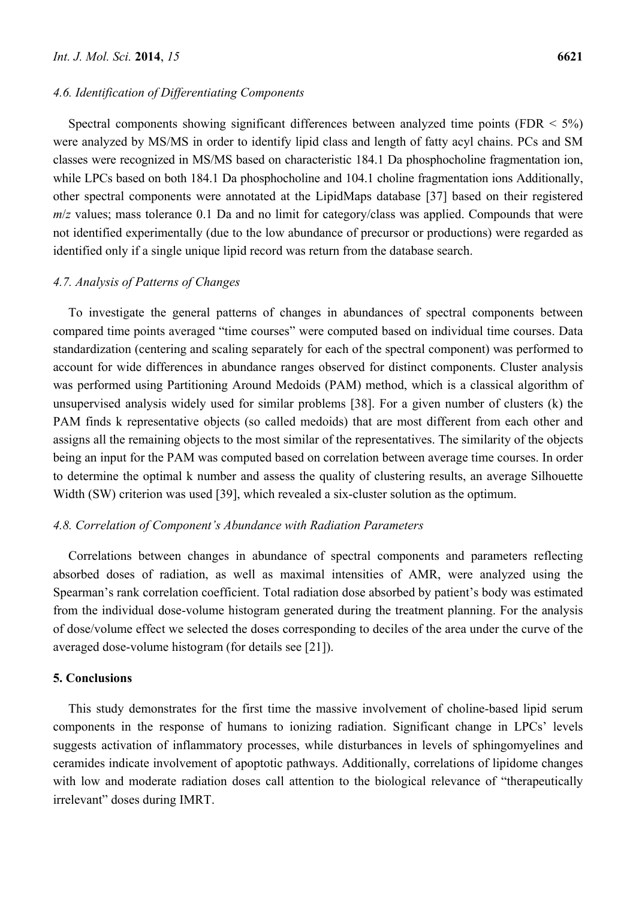### 4.6. Identification of Differentiating Components

Spectral components showing significant differences between analyzed time points (FDR < 5%) were analyzed by MS/MS in order to identify lipid class and length of fatty acyl chains. PCs and SM classes were recognized in MS/MS based on characteristic 184.1 Da phosphocholine fragmentation ion, while LPCs based on both 184.1 Da phosphocholine and 104.1 choline fragmentation ions Additionally, other spectral components were annotated at the LipidMaps database [37] based on their registered *m*/*z* values; mass tolerance 0.1 Da and no limit for category/class was applied. Compounds that were not identified experimentally (due to the low abundance of precursor or productions) were regarded as identified only if a single unique lipid record was return from the database search.

### 4.7. Analysis of Patterns of Changes

To investigate the general patterns of changes in abundances of spectral components between compared time points averaged "time courses" were computed based on individual time courses. Data standardization (centering and scaling separately for each of the spectral component) was performed to account for wide differences in abundance ranges observed for distinct components. Cluster analysis was performed using Partitioning Around Medoids (PAM) method, which is a classical algorithm of unsupervised analysis widely used for similar problems [38]. For a given number of clusters (k) the PAM finds k representative objects (so called medoids) that are most different from each other and assigns all the remaining objects to the most similar of the representatives. The similarity of the objects being an input for the PAM was computed based on correlation between average time courses. In order to determine the optimal k number and assess the quality of clustering results, an average Silhouette Width (SW) criterion was used [39], which revealed a six-cluster solution as the optimum.

### 4.8. Correlation of Component's Abundance with Radiation Parameters

Correlations between changes in abundance of spectral components and parameters reflecting absorbed doses of radiation, as well as maximal intensities of AMR, were analyzed using the Spearman's rank correlation coefficient. Total radiation dose absorbed by patient's body was estimated from the individual dose-volume histogram generated during the treatment planning. For the analysis of dose/volume effect we selected the doses corresponding to deciles of the area under the curve of the averaged dose-volume histogram (for details see [21]).

## 5. Conclusions

This study demonstrates for the first time the massive involvement of choline-based lipid serum components in the response of humans to ionizing radiation. Significant change in LPCs' levels suggests activation of inflammatory processes, while disturbances in levels of sphingomyelines and ceramides indicate involvement of apoptotic pathways. Additionally, correlations of lipidome changes with low and moderate radiation doses call attention to the biological relevance of "therapeutically irrelevant" doses during IMRT.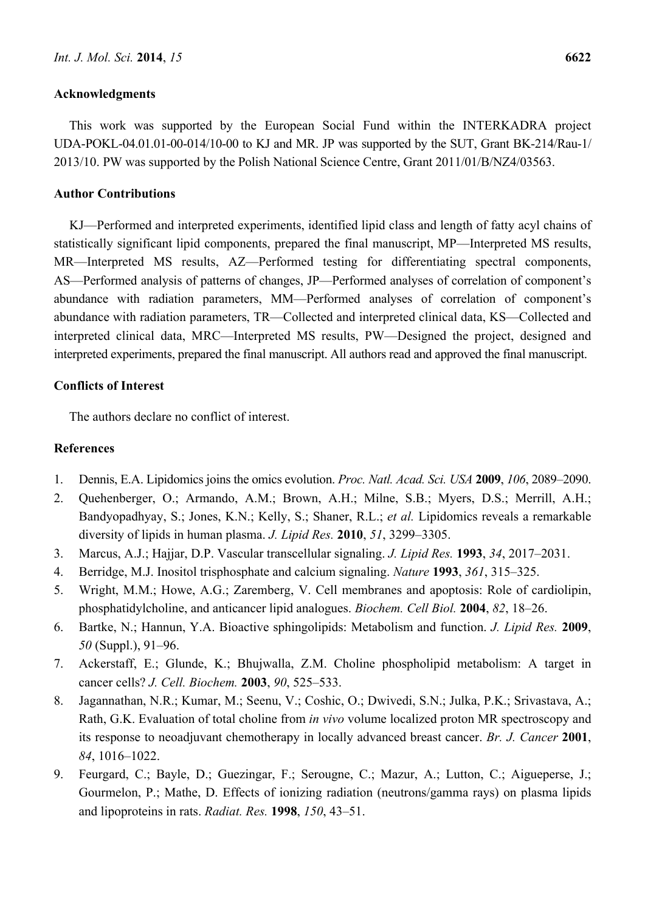## Acknowledgments

This work was supported by the European Social Fund within the INTERKADRA project UDA-POKL-04.01.01-00-014/10-00 to KJ and MR. JP was supported by the SUT, Grant BK-214/Rau-1/2013/10. PW was supported by the Polish National Science Centre, Grant 2011/01/B/NZ4/03563.

## Author Contributions

KJ—Performed and interpreted experiments, identified lipid class and length of fatty acyl chains of statistically significant lipid components, prepared the final manuscript, MP—Interpreted MS results, MR—Interpreted MS results, AZ—Performed testing for differentiating spectral components, AS—Performed analysis of patterns of changes, JP—Performed analyses of correlation of component's abundance with radiation parameters, MM—Performed analyses of correlation of component's abundance with radiation parameters, TR—Collected and interpreted clinical data, KS—Collected and interpreted clinical data, MRC—Interpreted MS results, PW—Designed the project, designed and interpreted experiments, prepared the final manuscript. All authors read and approved the final manuscript.

## Conflicts of Interest

The authors declare no conflict of interest.

## References

1. Dennis, E.A. Lipidomics joins the omics evolution. *Proc. Natl. Acad. Sci. USA* **2009**, *106*, 2089–2090.
2. Quehenberger, O.; Armando, A.M.; Brown, A.H.; Milne, S.B.; Myers, D.S.; Merrill, A.H.; Bandyopadhyay, S.; Jones, K.N.; Kelly, S.; Shaner, R.L.; *et al.* Lipidomics reveals a remarkable diversity of lipids in human plasma. *J. Lipid Res.* **2010**, *51*, 3299–3305.
3. Marcus, A.J.; Hajjar, D.P. Vascular transcellular signaling. *J. Lipid Res.* **1993**, *34*, 2017–2031.
4. Berridge, M.J. Inositol trisphosphate and calcium signaling. *Nature* **1993**, *361*, 315–325.
5. Wright, M.M.; Howe, A.G.; Zaremberg, V. Cell membranes and apoptosis: Role of cardiolipin, phosphatidylcholine, and anticancer lipid analogues. *Biochem. Cell Biol.* **2004**, *82*, 18–26.
6. Bartke, N.; Hannun, Y.A. Bioactive sphingolipids: Metabolism and function. *J. Lipid Res.* **2009**, *50* (Suppl.), 91–96.
7. Ackerstaff, E.; Glunde, K.; Bhujwalla, Z.M. Choline phospholipid metabolism: A target in cancer cells? *J. Cell. Biochem.* **2003**, *90*, 525–533.
8. Jagannathan, N.R.; Kumar, M.; Seenu, V.; Coshic, O.; Dwivedi, S.N.; Julka, P.K.; Srivastava, A.; Rath, G.K. Evaluation of total choline from *in vivo* volume localized proton MR spectroscopy and its response to neoadjuvant chemotherapy in locally advanced breast cancer. *Br. J. Cancer* **2001**, *84*, 1016–1022.
9. Feurgard, C.; Bayle, D.; Guezingar, F.; Serougne, C.; Mazur, A.; Lutton, C.; Aigueperse, J.; Gourmelon, P.; Mathe, D. Effects of ionizing radiation (neutrons/gamma rays) on plasma lipids and lipoproteins in rats. *Radiat. Res.* **1998**, *150*, 43–51.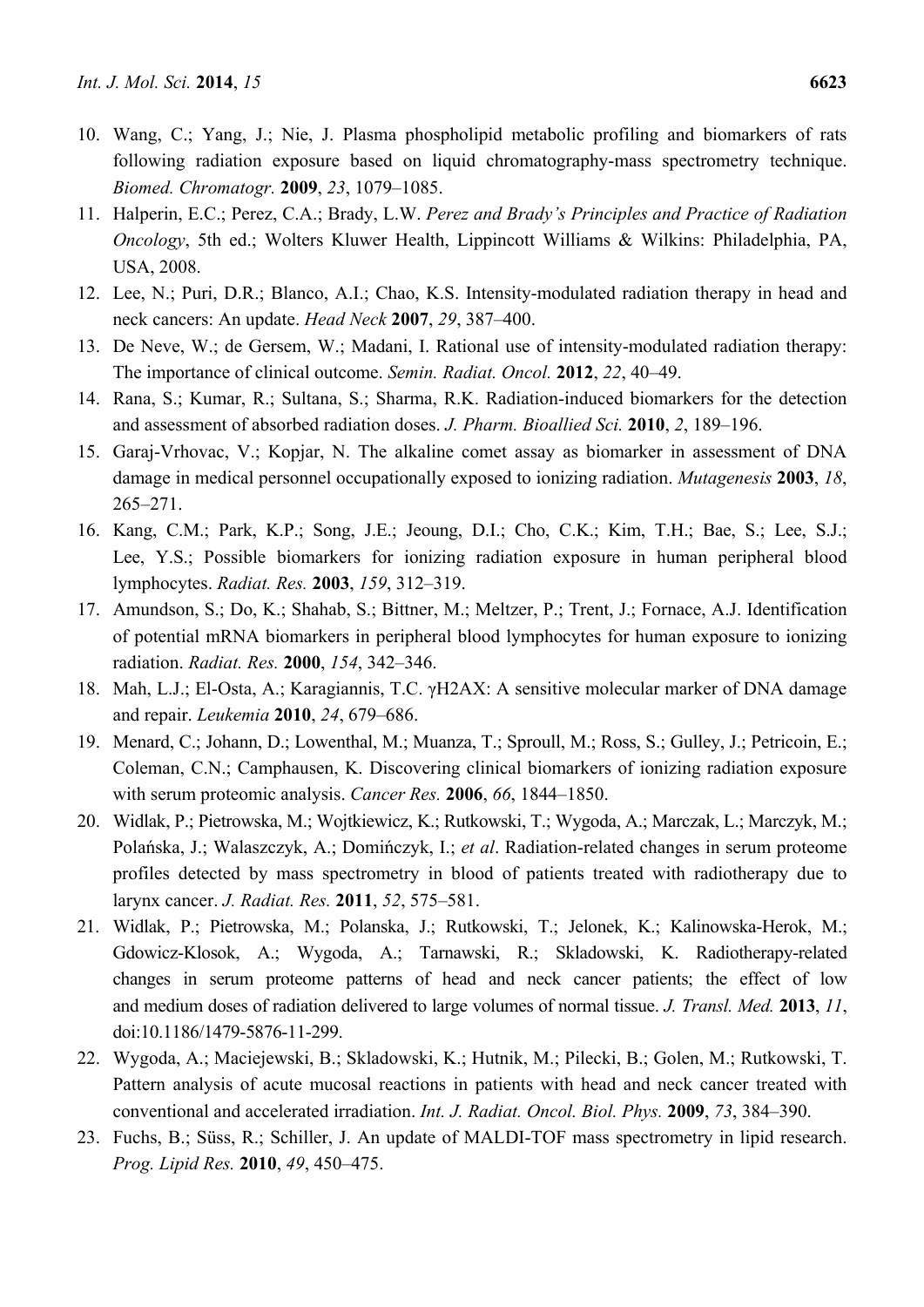10. Wang, C.; Yang, J.; Nie, J. Plasma phospholipid metabolic profiling and biomarkers of rats following radiation exposure based on liquid chromatography-mass spectrometry technique. *Biomed. Chromatogr.* **2009**, *23*, 1079–1085.
11. Halperin, E.C.; Perez, C.A.; Brady, L.W. *Perez and Brady's Principles and Practice of Radiation Oncology*, 5th ed.; Wolters Kluwer Health, Lippincott Williams & Wilkins: Philadelphia, PA, USA, 2008.
12. Lee, N.; Puri, D.R.; Blanco, A.I.; Chao, K.S. Intensity-modulated radiation therapy in head and neck cancers: An update. *Head Neck* **2007**, *29*, 387–400.
13. De Neve, W.; de Gersem, W.; Madani, I. Rational use of intensity-modulated radiation therapy: The importance of clinical outcome. *Semin. Radiat. Oncol.* **2012**, *22*, 40–49.
14. Rana, S.; Kumar, R.; Sultana, S.; Sharma, R.K. Radiation-induced biomarkers for the detection and assessment of absorbed radiation doses. *J. Pharm. Bioallied Sci.* **2010**, *2*, 189–196.
15. Garaj-Vrhovac, V.; Kopjar, N. The alkaline comet assay as biomarker in assessment of DNA damage in medical personnel occupationally exposed to ionizing radiation. *Mutagenesis* **2003**, *18*, 265–271.
16. Kang, C.M.; Park, K.P.; Song, J.E.; Jeoung, D.I.; Cho, C.K.; Kim, T.H.; Bae, S.; Lee, S.J.; Lee, Y.S.; Possible biomarkers for ionizing radiation exposure in human peripheral blood lymphocytes. *Radiat. Res.* **2003**, *159*, 312–319.
17. Amundson, S.; Do, K.; Shahab, S.; Bittner, M.; Meltzer, P.; Trent, J.; Fornace, A.J. Identification of potential mRNA biomarkers in peripheral blood lymphocytes for human exposure to ionizing radiation. *Radiat. Res.* **2000**, *154*, 342–346.
18. Mah, L.J.; El-Osta, A.; Karagiannis, T.C. γH2AX: A sensitive molecular marker of DNA damage and repair. *Leukemia* **2010**, *24*, 679–686.
19. Menard, C.; Johann, D.; Lowenthal, M.; Muanza, T.; Sproull, M.; Ross, S.; Gulley, J.; Petricoin, E.; Coleman, C.N.; Camphausen, K. Discovering clinical biomarkers of ionizing radiation exposure with serum proteomic analysis. *Cancer Res.* **2006**, *66*, 1844–1850.
20. Widlak, P.; Pietrowska, M.; Wojtkiewicz, K.; Rutkowski, T.; Wygoda, A.; Marczak, L.; Marczyk, M.; Polańska, J.; Walaszczyk, A.; Domińczyk, I.; *et al*. Radiation-related changes in serum proteome profiles detected by mass spectrometry in blood of patients treated with radiotherapy due to larynx cancer. *J. Radiat. Res.* **2011**, *52*, 575–581.
21. Widlak, P.; Pietrowska, M.; Polanska, J.; Rutkowski, T.; Jelonek, K.; Kalinowska-Herok, M.; Gdowicz-Klosok, A.; Wygoda, A.; Tarnawski, R.; Skladowski, K. Radiotherapy-related changes in serum proteome patterns of head and neck cancer patients; the effect of low and medium doses of radiation delivered to large volumes of normal tissue. *J. Transl. Med.* **2013**, *11*, doi:10.1186/1479-5876-11-299.
22. Wygoda, A.; Maciejewski, B.; Skladowski, K.; Hutnik, M.; Pilecki, B.; Golen, M.; Rutkowski, T. Pattern analysis of acute mucosal reactions in patients with head and neck cancer treated with conventional and accelerated irradiation. *Int. J. Radiat. Oncol. Biol. Phys.* **2009**, *73*, 384–390.
23. Fuchs, B.; Süss, R.; Schiller, J. An update of MALDI-TOF mass spectrometry in lipid research. *Prog. Lipid Res.* **2010**, *49*, 450–475.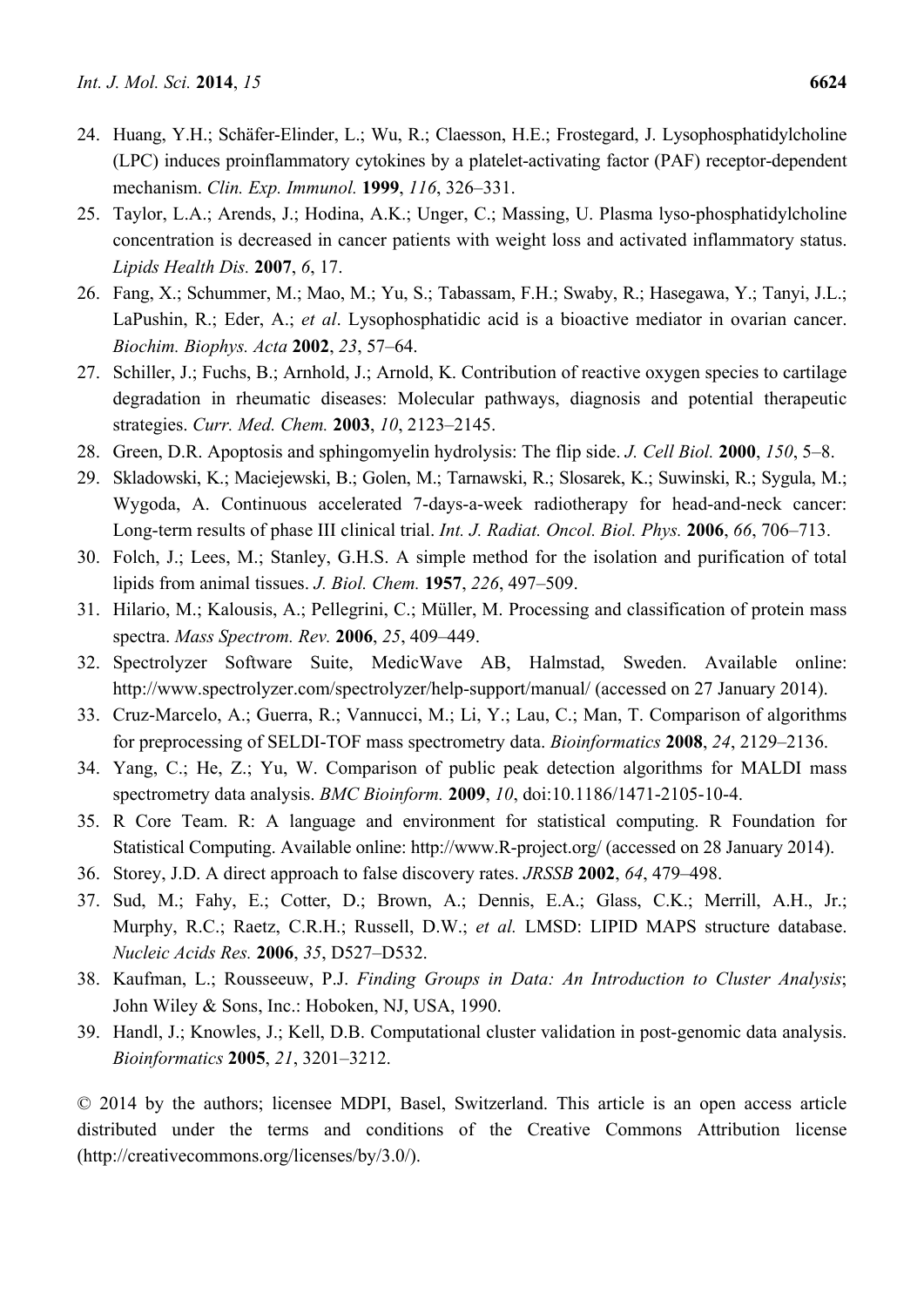24. Huang, Y.H.; Schäfer-Elinder, L.; Wu, R.; Claesson, H.E.; Frostegard, J. Lysophosphatidylcholine (LPC) induces proinflammatory cytokines by a platelet-activating factor (PAF) receptor-dependent mechanism. *Clin. Exp. Immunol.* **1999**, *116*, 326–331.
25. Taylor, L.A.; Arends, J.; Hodina, A.K.; Unger, C.; Massing, U. Plasma lyso-phosphatidylcholine concentration is decreased in cancer patients with weight loss and activated inflammatory status. *Lipids Health Dis.* **2007**, *6*, 17.
26. Fang, X.; Schummer, M.; Mao, M.; Yu, S.; Tabassam, F.H.; Swaby, R.; Hasegawa, Y.; Tanyi, J.L.; LaPushin, R.; Eder, A.; *et al*. Lysophosphatidic acid is a bioactive mediator in ovarian cancer. *Biochim. Biophys. Acta* **2002**, *23*, 57–64.
27. Schiller, J.; Fuchs, B.; Arnhold, J.; Arnold, K. Contribution of reactive oxygen species to cartilage degradation in rheumatic diseases: Molecular pathways, diagnosis and potential therapeutic strategies. *Curr. Med. Chem.* **2003**, *10*, 2123–2145.
28. Green, D.R. Apoptosis and sphingomyelin hydrolysis: The flip side. *J. Cell Biol.* **2000**, *150*, 5–8.
29. Skladowski, K.; Maciejewski, B.; Golen, M.; Tarnawski, R.; Slosarek, K.; Suwinski, R.; Sygula, M.; Wygoda, A. Continuous accelerated 7-days-a-week radiotherapy for head-and-neck cancer: Long-term results of phase III clinical trial. *Int. J. Radiat. Oncol. Biol. Phys.* **2006**, *66*, 706–713.
30. Folch, J.; Lees, M.; Stanley, G.H.S. A simple method for the isolation and purification of total lipids from animal tissues. *J. Biol. Chem.* **1957**, *226*, 497–509.
31. Hilario, M.; Kalousis, A.; Pellegrini, C.; Müller, M. Processing and classification of protein mass spectra. *Mass Spectrom. Rev.* **2006**, *25*, 409–449.
32. Spectrolyzer Software Suite, MedicWave AB, Halmstad, Sweden. Available online: http://www.spectrolyzer.com/spectrolyzer/help-support/manual/ (accessed on 27 January 2014).
33. Cruz-Marcelo, A.; Guerra, R.; Vannucci, M.; Li, Y.; Lau, C.; Man, T. Comparison of algorithms for preprocessing of SELDI-TOF mass spectrometry data. *Bioinformatics* **2008**, *24*, 2129–2136.
34. Yang, C.; He, Z.; Yu, W. Comparison of public peak detection algorithms for MALDI mass spectrometry data analysis. *BMC Bioinform.* **2009**, *10*, doi:10.1186/1471-2105-10-4.
35. R Core Team. R: A language and environment for statistical computing. R Foundation for Statistical Computing. Available online: http://www.R-project.org/ (accessed on 28 January 2014).
36. Storey, J.D. A direct approach to false discovery rates. *JRSSB* **2002**, *64*, 479–498.
37. Sud, M.; Fahy, E.; Cotter, D.; Brown, A.; Dennis, E.A.; Glass, C.K.; Merrill, A.H., Jr.; Murphy, R.C.; Raetz, C.R.H.; Russell, D.W.; *et al.* LMSD: LIPID MAPS structure database. *Nucleic Acids Res.* **2006**, *35*, D527–D532.
38. Kaufman, L.; Rousseeuw, P.J. *Finding Groups in Data: An Introduction to Cluster Analysis*; John Wiley & Sons, Inc.: Hoboken, NJ, USA, 1990.
39. Handl, J.; Knowles, J.; Kell, D.B. Computational cluster validation in post-genomic data analysis. *Bioinformatics* **2005**, *21*, 3201–3212.

© 2014 by the authors; licensee MDPI, Basel, Switzerland. This article is an open access article distributed under the terms and conditions of the Creative Commons Attribution license (http://creativecommons.org/licenses/by/3.0/).